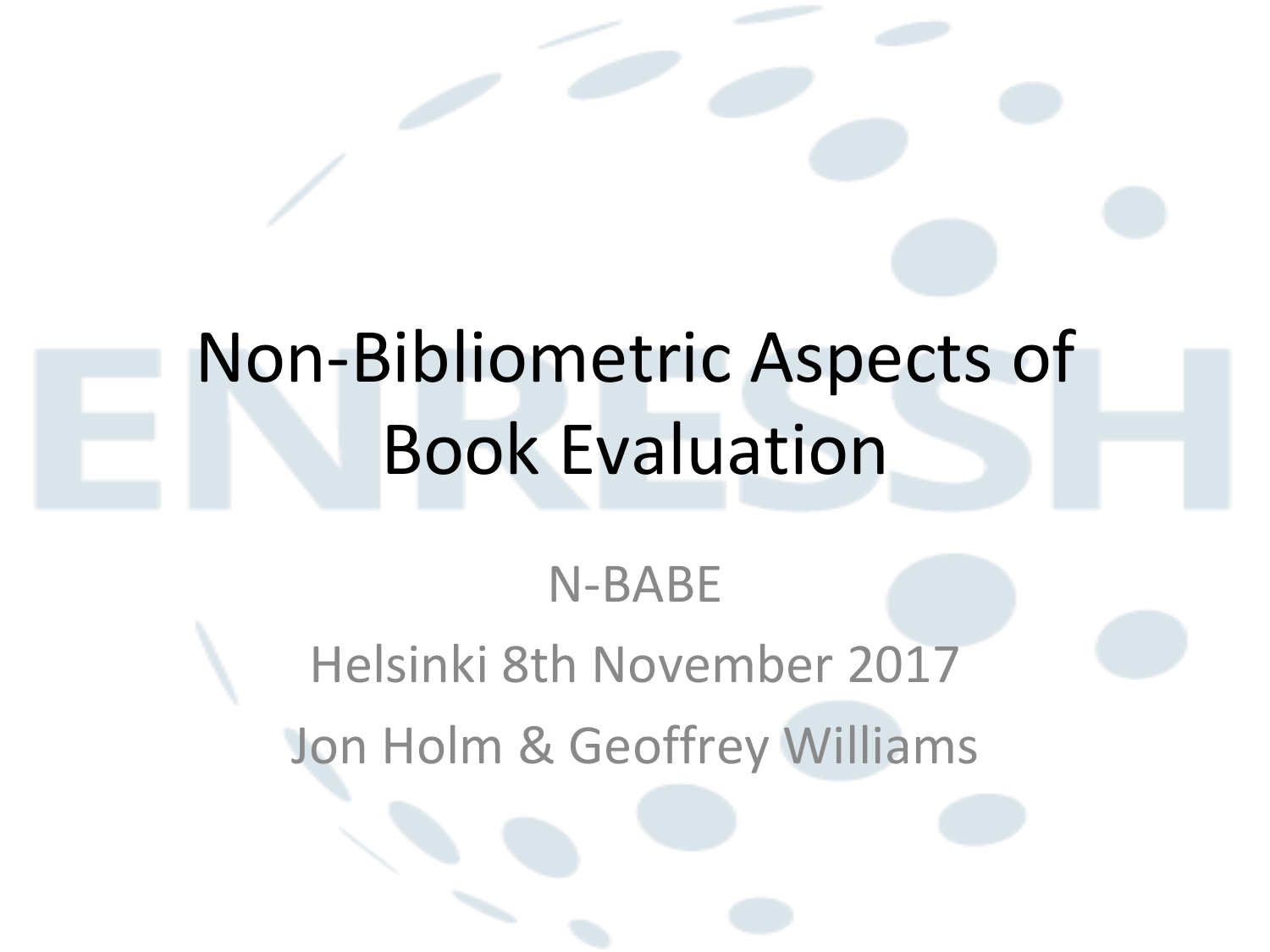# Non-Bibliometric Aspects of Book Evaluation

N-BABE

Helsinki 8th November 2017

Jon Holm & Geoffrey Williams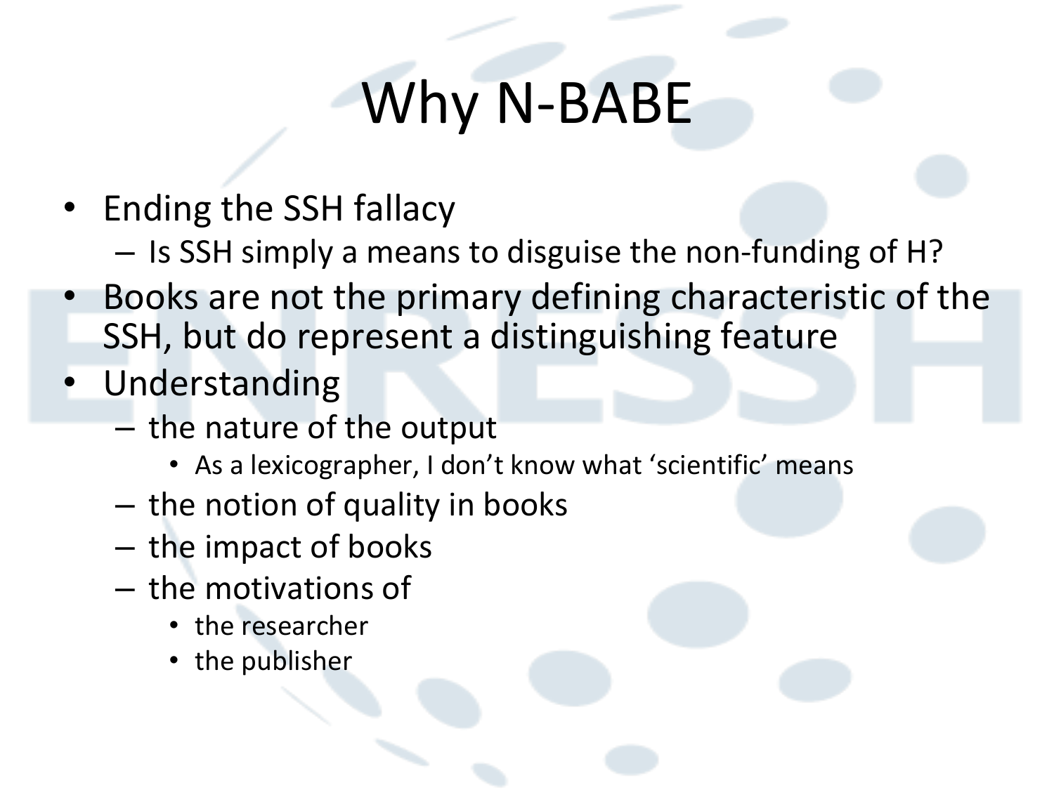# Why N-BABE

- Ending the SSH fallacy
  - Is SSH simply a means to disguise the non-funding of H?
- Books are not the primary defining characteristic of the SSH, but do represent a distinguishing feature
- Understanding
  - the nature of the output
    - As a lexicographer, I don't know what 'scientific' means
  - the notion of quality in books
  - the impact of books
  - the motivations of
    - the researcher
    - the publisher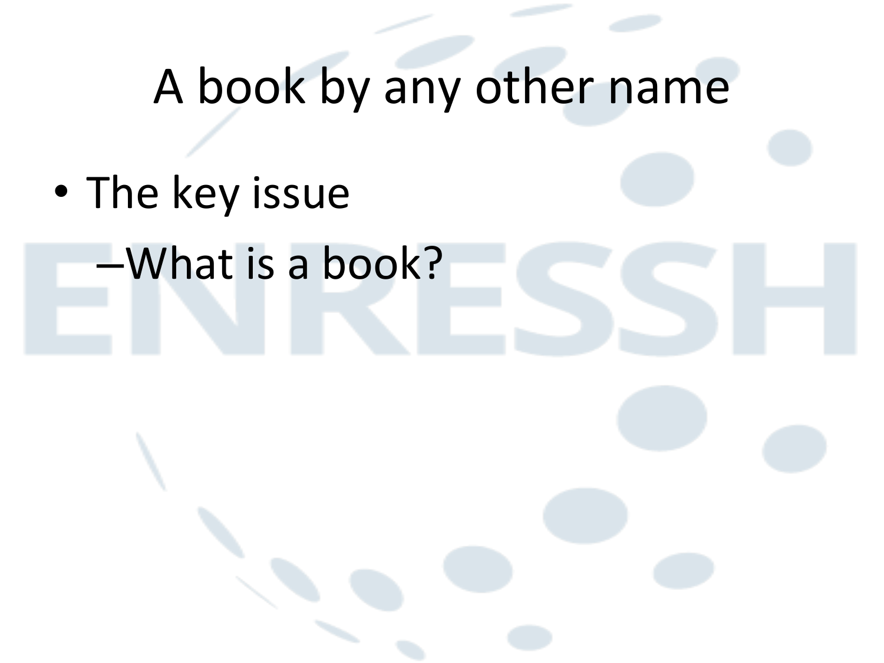# A book by any other name

- The key issue
  - What is a book?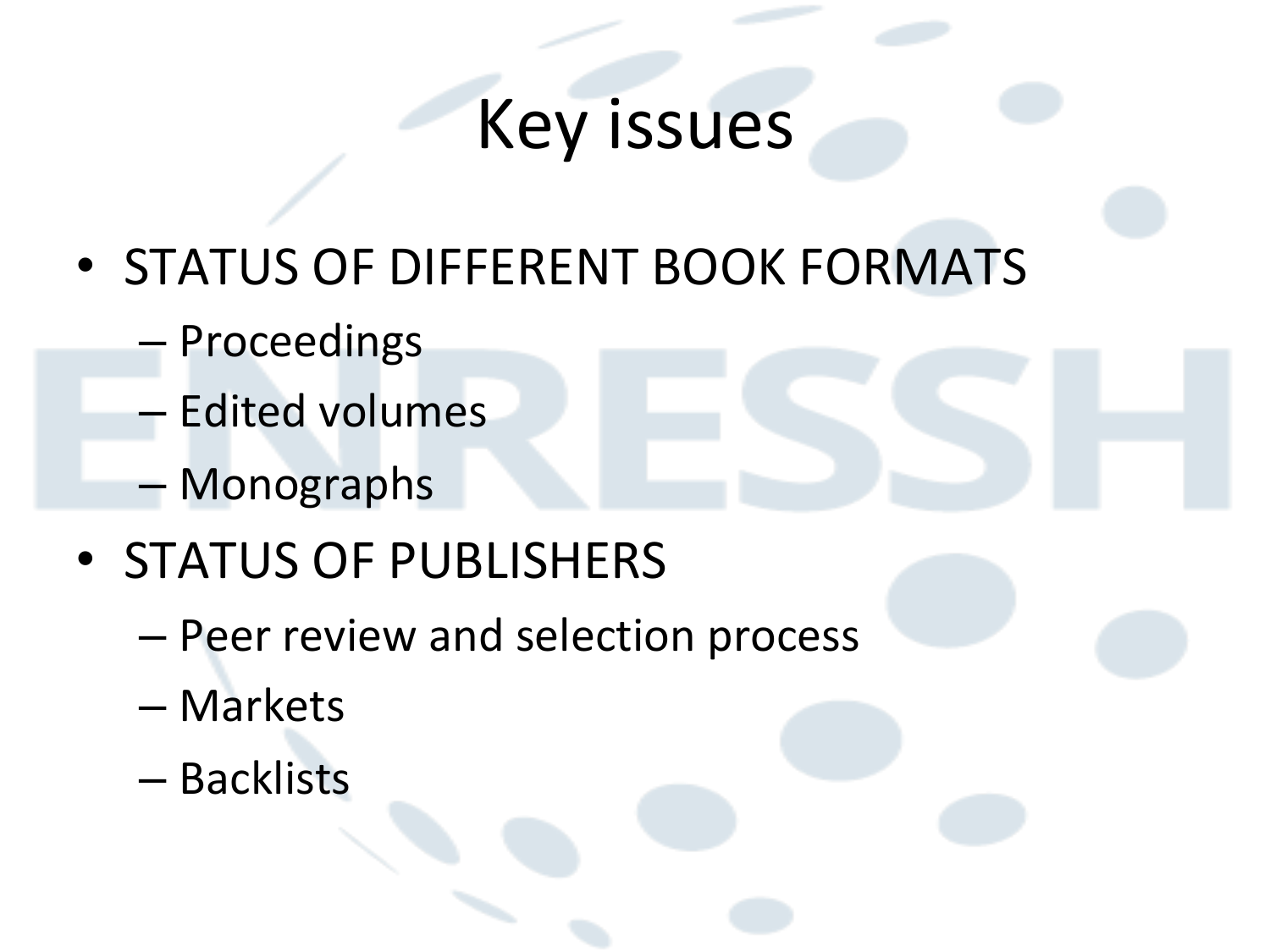# Key issues

- STATUS OF DIFFERENT BOOK FORMATS
  - Proceedings
  - Edited volumes
  - Monographs
- STATUS OF PUBLISHERS
  - Peer review and selection process
  - Markets
  - Backlists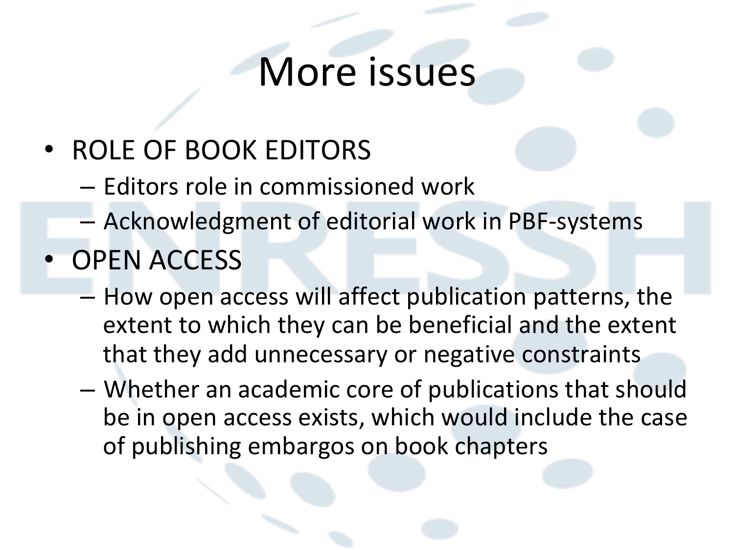# More issues

- ROLE OF BOOK EDITORS
  - Editors role in commissioned work
  - Acknowledgment of editorial work in PBF-systems
- OPEN ACCESS
  - How open access will affect publication patterns, the extent to which they can be beneficial and the extent that they add unnecessary or negative constraints
  - Whether an academic core of publications that should be in open access exists, which would include the case of publishing embargos on book chapters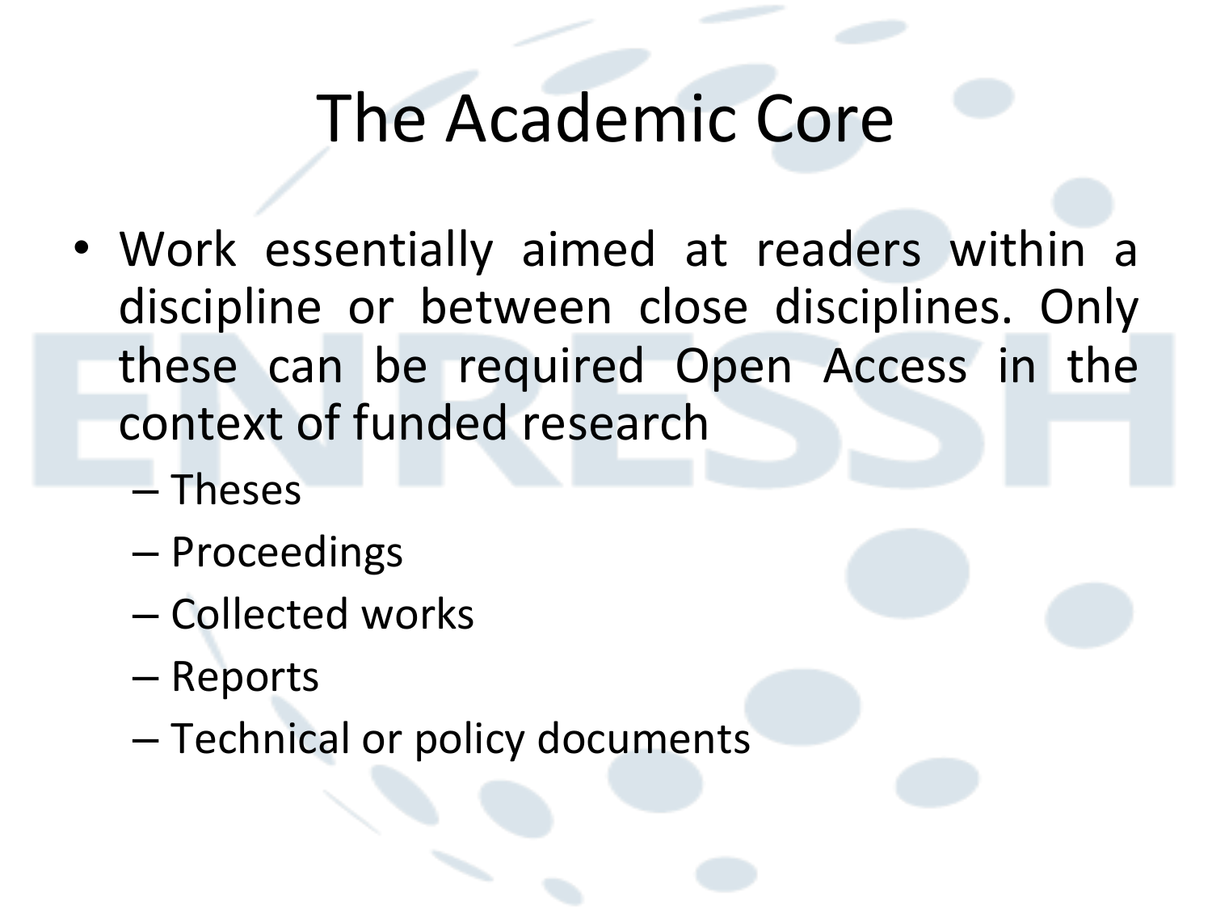# The Academic Core

- Work essentially aimed at readers within a discipline or between close disciplines. Only these can be required Open Access in the context of funded research
  - Theses
  - Proceedings
  - Collected works
  - Reports
  - Technical or policy documents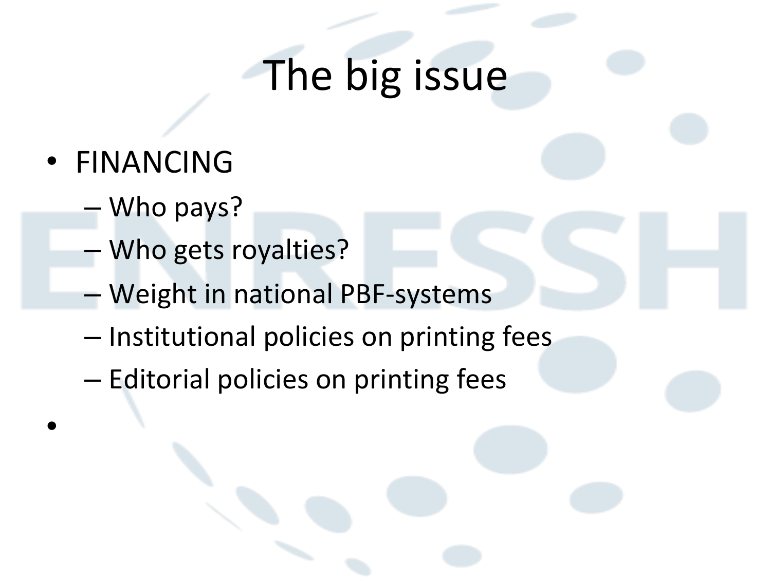# The big issue

- FINANCING
  - Who pays?
  - Who gets royalties?
  - Weight in national PBF-systems
  - Institutional policies on printing fees
  - Editorial policies on printing fees
-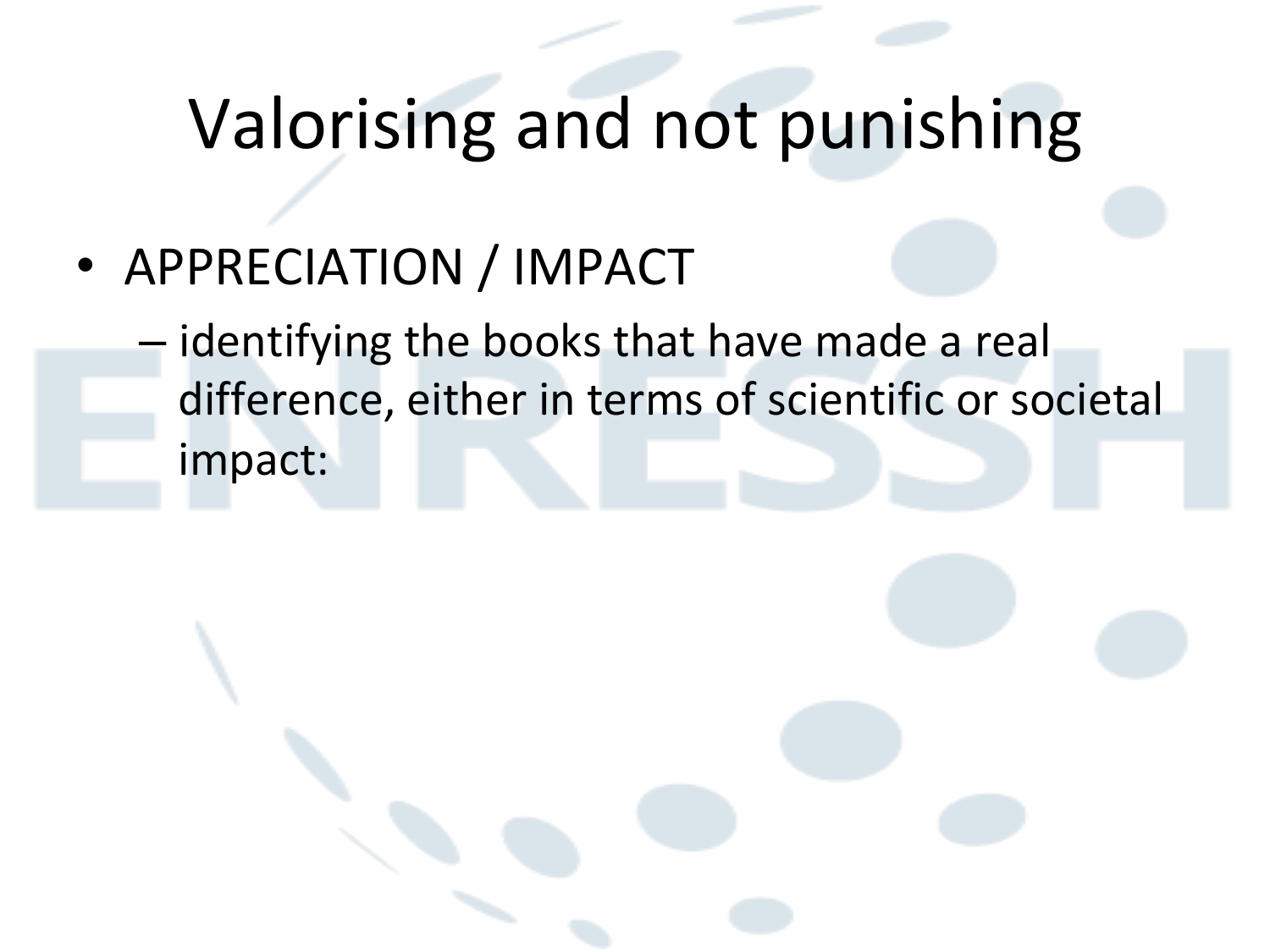# Valorising and not punishing

- APPRECIATION / IMPACT
  - identifying the books that have made a real difference, either in terms of scientific or societal impact: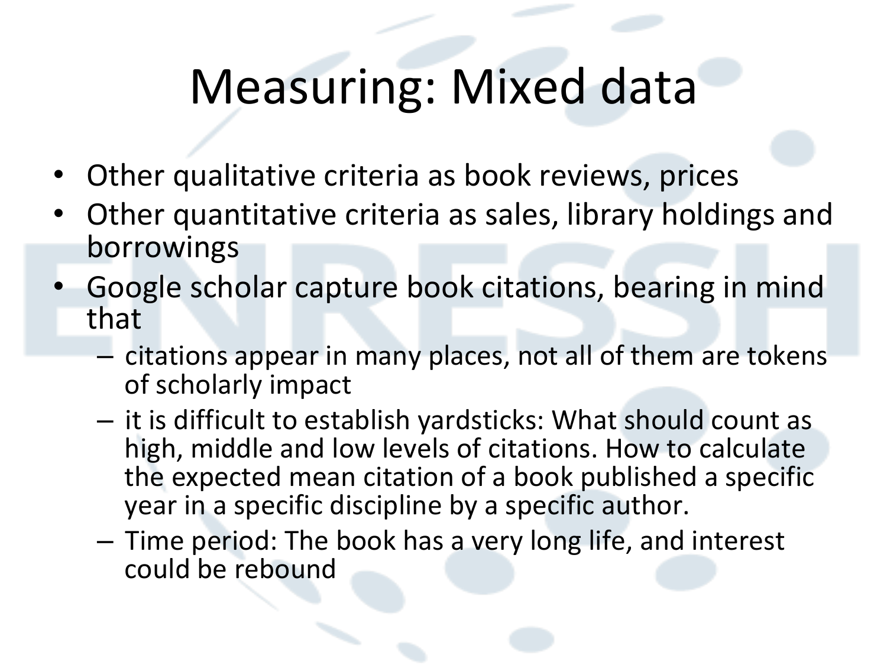# Measuring: Mixed data

- Other qualitative criteria as book reviews, prices
- Other quantitative criteria as sales, library holdings and borrowings
- Google scholar capture book citations, bearing in mind that
  - citations appear in many places, not all of them are tokens of scholarly impact
  - it is difficult to establish yardsticks: What should count as high, middle and low levels of citations. How to calculate the expected mean citation of a book published a specific year in a specific discipline by a specific author.
  - Time period: The book has a very long life, and interest could be rebound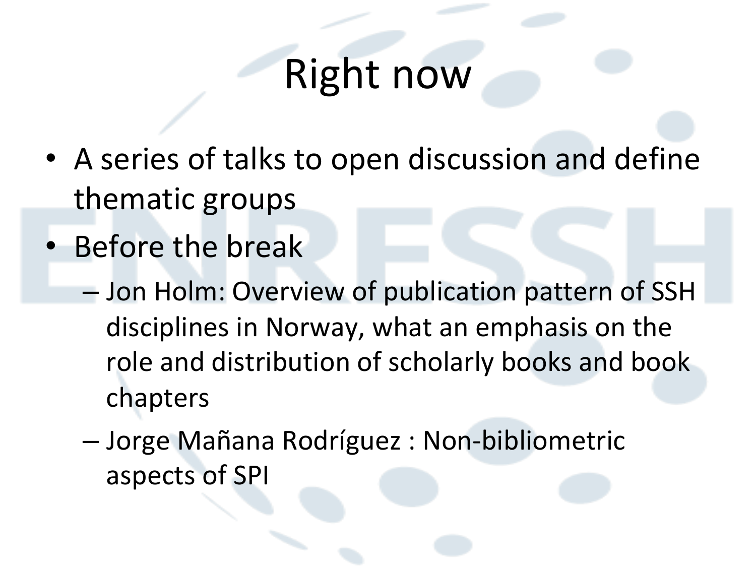# Right now

- A series of talks to open discussion and define thematic groups
- Before the break
  - Jon Holm: Overview of publication pattern of SSH disciplines in Norway, what an emphasis on the role and distribution of scholarly books and book chapters
  - Jorge Mañana Rodríguez : Non-bibliometric aspects of SPI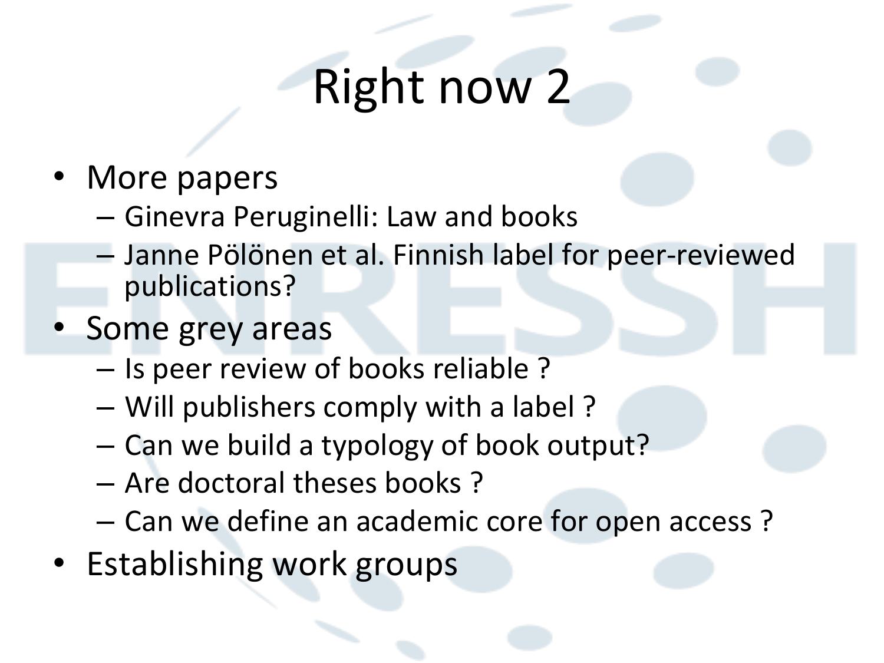# Right now 2

- More papers
  - Ginevra Peruginelli: Law and books
  - Janne Pölönen et al. Finnish label for peer-reviewed publications?
- Some grey areas
  - Is peer review of books reliable ?
  - Will publishers comply with a label ?
  - Can we build a typology of book output?
  - Are doctoral theses books ?
  - Can we define an academic core for open access ?
- Establishing work groups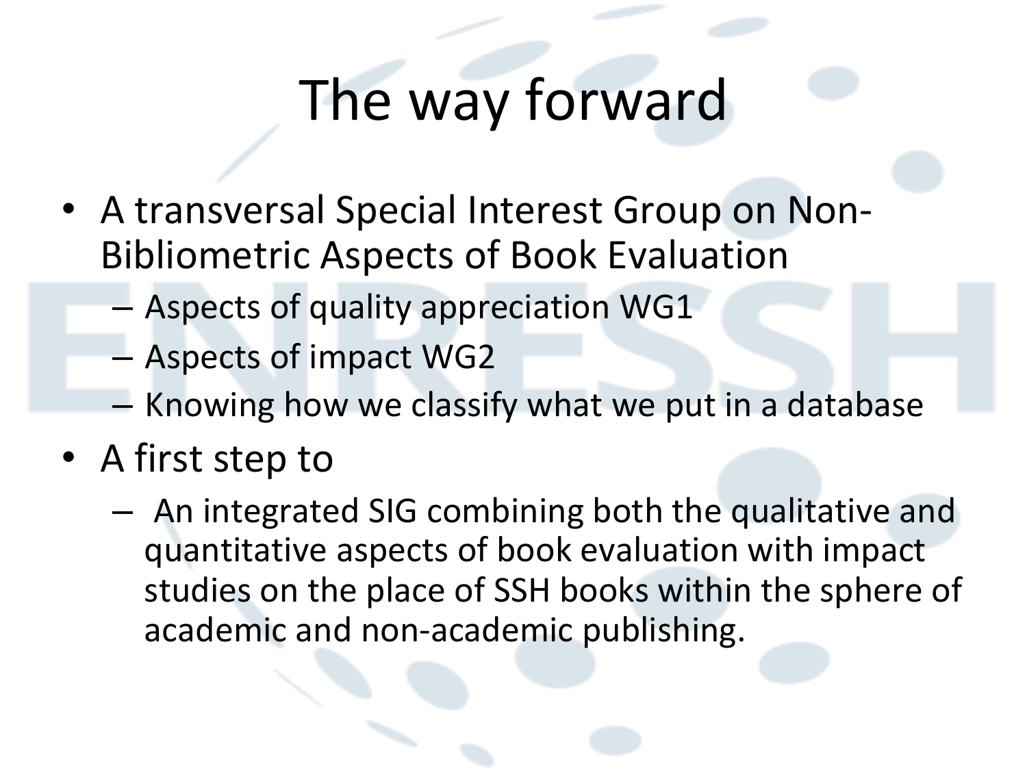# The way forward

- A transversal Special Interest Group on Non-Bibliometric Aspects of Book Evaluation
  - Aspects of quality appreciation WG1
  - Aspects of impact WG2
  - Knowing how we classify what we put in a database
- A first step to
  - An integrated SIG combining both the qualitative and quantitative aspects of book evaluation with impact studies on the place of SSH books within the sphere of academic and non-academic publishing.